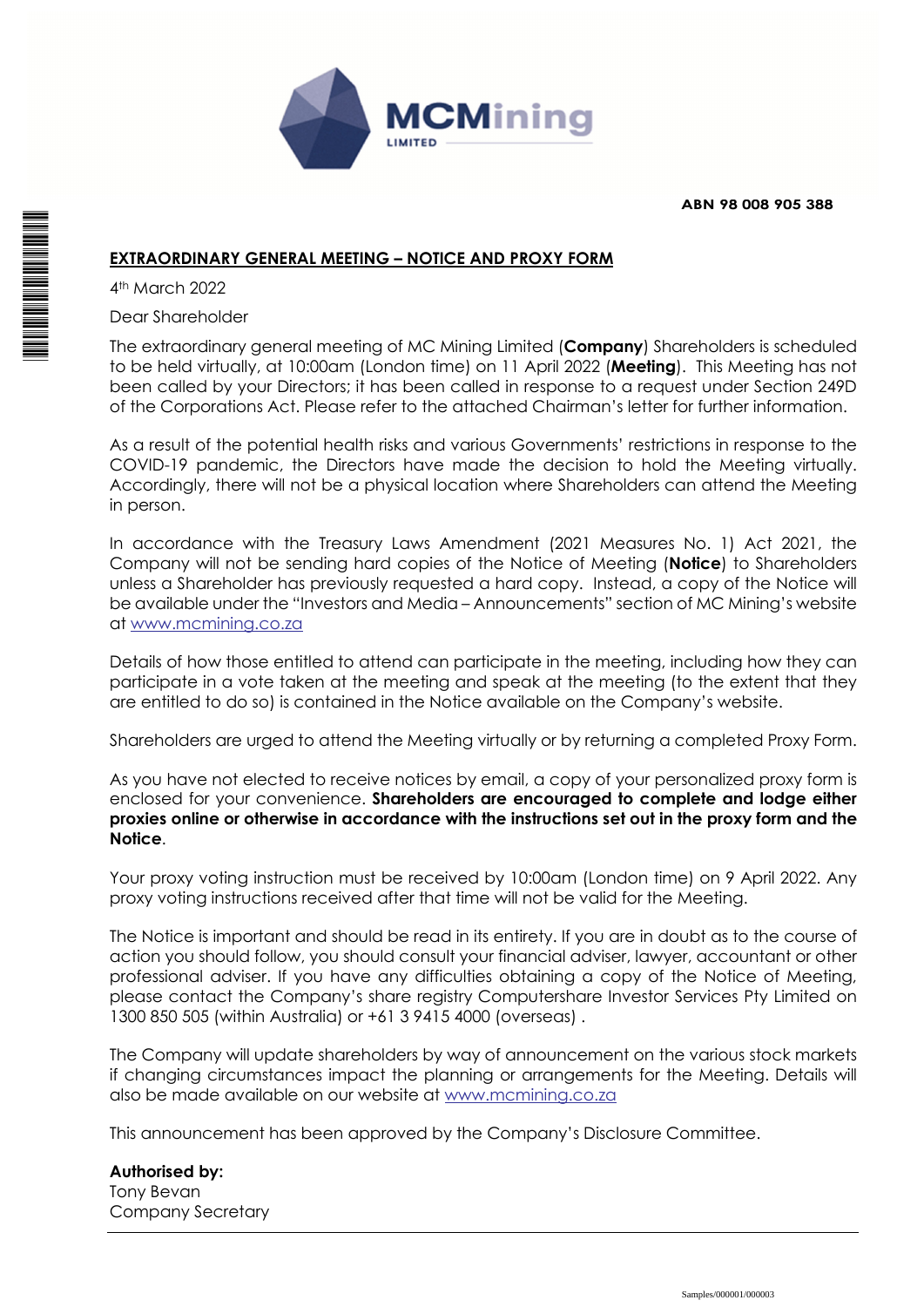MCMining LIMITED

**ABN 98 008 905 388**

**EXTRAORDINARY GENERAL MEETING – NOTICE AND PROXY FORM**

4th March 2022

Dear Shareholder

The extraordinary general meeting of MC Mining Limited (**Company**) Shareholders is scheduled to be held virtually, at 10:00am (London time) on 11 April 2022 (**Meeting**). This Meeting has not been called by your Directors; it has been called in response to a request under Section 249D of the Corporations Act. Please refer to the attached Chairman's letter for further information.

As a result of the potential health risks and various Governments' restrictions in response to the COVID-19 pandemic, the Directors have made the decision to hold the Meeting virtually. Accordingly, there will not be a physical location where Shareholders can attend the Meeting in person.

In accordance with the Treasury Laws Amendment (2021 Measures No. 1) Act 2021, the Company will not be sending hard copies of the Notice of Meeting (**Notice**) to Shareholders unless a Shareholder has previously requested a hard copy. Instead, a copy of the Notice will be available under the "Investors and Media – Announcements" section of MC Mining's website at www.mcmining.co.za

Details of how those entitled to attend can participate in the meeting, including how they can participate in a vote taken at the meeting and speak at the meeting (to the extent that they are entitled to do so) is contained in the Notice available on the Company's website.

Shareholders are urged to attend the Meeting virtually or by returning a completed Proxy Form.

As you have not elected to receive notices by email, a copy of your personalized proxy form is enclosed for your convenience. **Shareholders are encouraged to complete and lodge either proxies online or otherwise in accordance with the instructions set out in the proxy form and the Notice**.

Your proxy voting instruction must be received by 10:00am (London time) on 9 April 2022. Any proxy voting instructions received after that time will not be valid for the Meeting.

The Notice is important and should be read in its entirety. If you are in doubt as to the course of action you should follow, you should consult your financial adviser, lawyer, accountant or other professional adviser. If you have any difficulties obtaining a copy of the Notice of Meeting, please contact the Company's share registry Computershare Investor Services Pty Limited on 1300 850 505 (within Australia) or +61 3 9415 4000 (overseas) .

The Company will update shareholders by way of announcement on the various stock markets if changing circumstances impact the planning or arrangements for the Meeting. Details will also be made available on our website at www.mcmining.co.za

This announcement has been approved by the Company's Disclosure Committee.

**Authorised by:**
Tony Bevan
Company Secretary

Samples/000001/000003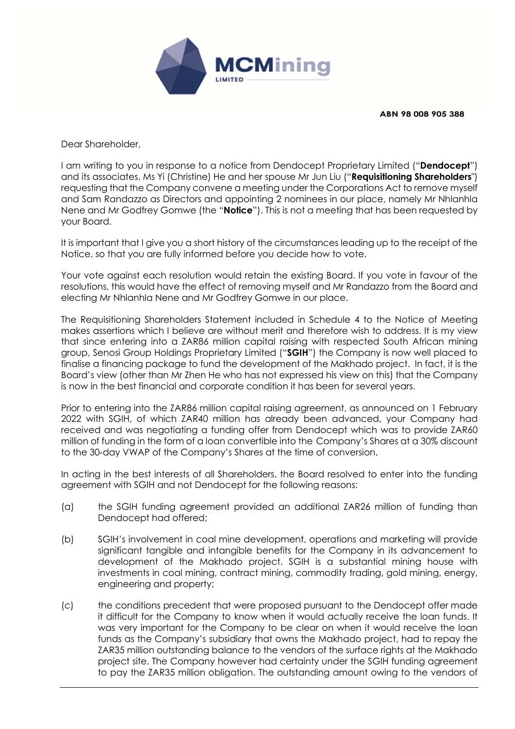**ABN 98 008 905 388**

Dear Shareholder,

I am writing to you in response to a notice from Dendocept Proprietary Limited ("**Dendocept**") and its associates, Ms Yi (Christine) He and her spouse Mr Jun Liu ("**Requisitioning Shareholders**") requesting that the Company convene a meeting under the Corporations Act to remove myself and Sam Randazzo as Directors and appointing 2 nominees in our place, namely Mr Nhlanhla Nene and Mr Godfrey Gomwe (the "**Notice**"). This is not a meeting that has been requested by your Board.

It is important that I give you a short history of the circumstances leading up to the receipt of the Notice, so that you are fully informed before you decide how to vote.

Your vote against each resolution would retain the existing Board. If you vote in favour of the resolutions, this would have the effect of removing myself and Mr Randazzo from the Board and electing Mr Nhlanhla Nene and Mr Godfrey Gomwe in our place.

The Requisitioning Shareholders Statement included in Schedule 4 to the Notice of Meeting makes assertions which I believe are without merit and therefore wish to address. It is my view that since entering into a ZAR86 million capital raising with respected South African mining group, Senosi Group Holdings Proprietary Limited ("**SGIH**") the Company is now well placed to finalise a financing package to fund the development of the Makhado project. In fact, it is the Board's view (other than Mr Zhen He who has not expressed his view on this) that the Company is now in the best financial and corporate condition it has been for several years.

Prior to entering into the ZAR86 million capital raising agreement, as announced on 1 February 2022 with SGIH, of which ZAR40 million has already been advanced, your Company had received and was negotiating a funding offer from Dendocept which was to provide ZAR60 million of funding in the form of a loan convertible into the Company's Shares at a 30% discount to the 30-day VWAP of the Company's Shares at the time of conversion.

In acting in the best interests of all Shareholders, the Board resolved to enter into the funding agreement with SGIH and not Dendocept for the following reasons:

(a) the SGIH funding agreement provided an additional ZAR26 million of funding than Dendocept had offered;

(b) SGIH's involvement in coal mine development, operations and marketing will provide significant tangible and intangible benefits for the Company in its advancement to development of the Makhado project. SGIH is a substantial mining house with investments in coal mining, contract mining, commodity trading, gold mining, energy, engineering and property;

(c) the conditions precedent that were proposed pursuant to the Dendocept offer made it difficult for the Company to know when it would actually receive the loan funds. It was very important for the Company to be clear on when it would receive the loan funds as the Company's subsidiary that owns the Makhado project, had to repay the ZAR35 million outstanding balance to the vendors of the surface rights at the Makhado project site. The Company however had certainty under the SGIH funding agreement to pay the ZAR35 million obligation. The outstanding amount owing to the vendors of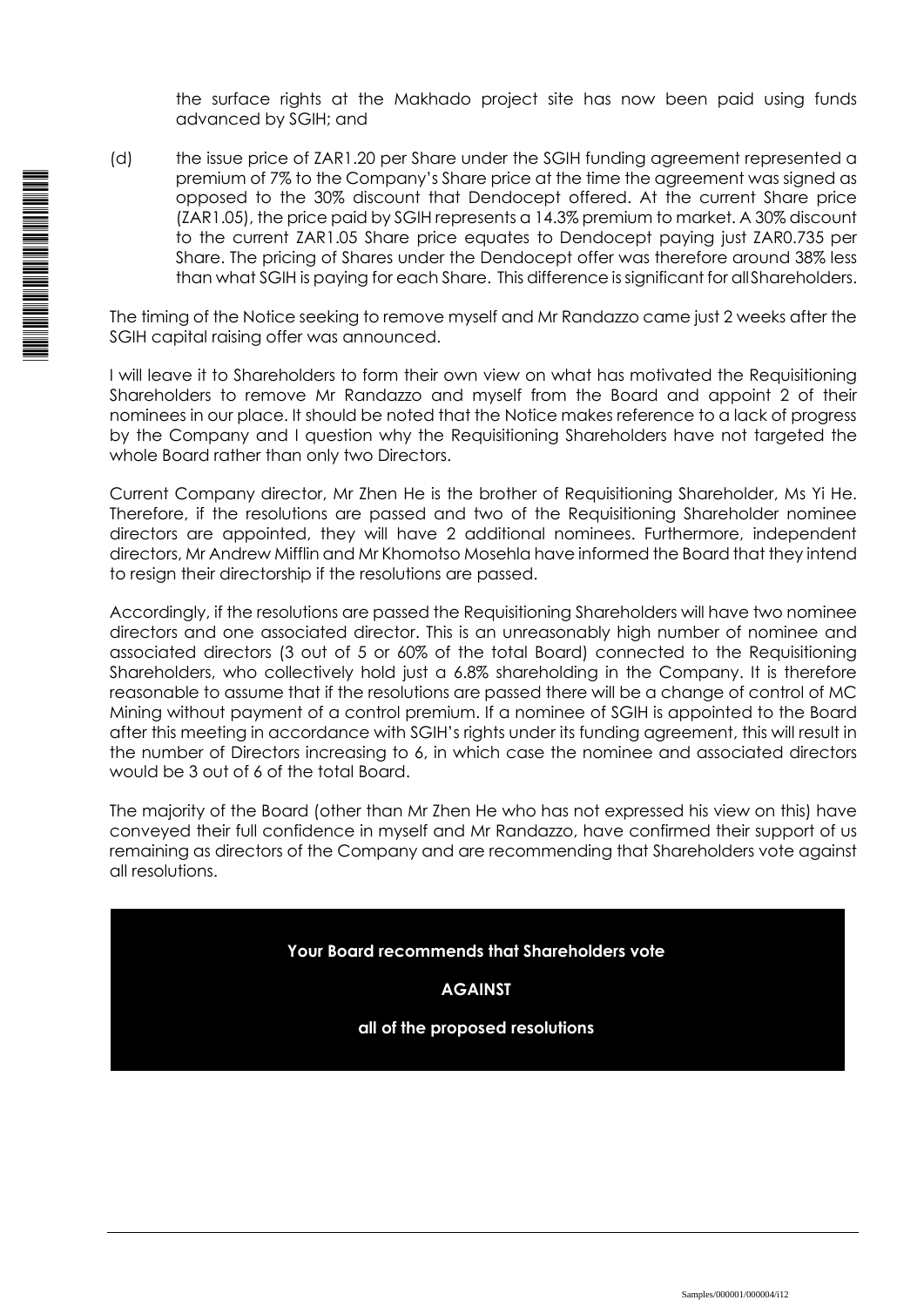the surface rights at the Makhado project site has now been paid using funds advanced by SGIH; and

(d) the issue price of ZAR1.20 per Share under the SGIH funding agreement represented a premium of 7% to the Company's Share price at the time the agreement was signed as opposed to the 30% discount that Dendocept offered. At the current Share price (ZAR1.05), the price paid by SGIH represents a 14.3% premium to market. A 30% discount to the current ZAR1.05 Share price equates to Dendocept paying just ZAR0.735 per Share. The pricing of Shares under the Dendocept offer was therefore around 38% less than what SGIH is paying for each Share. This difference is significant for all Shareholders.

The timing of the Notice seeking to remove myself and Mr Randazzo came just 2 weeks after the SGIH capital raising offer was announced.

I will leave it to Shareholders to form their own view on what has motivated the Requisitioning Shareholders to remove Mr Randazzo and myself from the Board and appoint 2 of their nominees in our place. It should be noted that the Notice makes reference to a lack of progress by the Company and I question why the Requisitioning Shareholders have not targeted the whole Board rather than only two Directors.

Current Company director, Mr Zhen He is the brother of Requisitioning Shareholder, Ms Yi He. Therefore, if the resolutions are passed and two of the Requisitioning Shareholder nominee directors are appointed, they will have 2 additional nominees. Furthermore, independent directors, Mr Andrew Mifflin and Mr Khomotso Mosehla have informed the Board that they intend to resign their directorship if the resolutions are passed.

Accordingly, if the resolutions are passed the Requisitioning Shareholders will have two nominee directors and one associated director. This is an unreasonably high number of nominee and associated directors (3 out of 5 or 60% of the total Board) connected to the Requisitioning Shareholders, who collectively hold just a 6.8% shareholding in the Company. It is therefore reasonable to assume that if the resolutions are passed there will be a change of control of MC Mining without payment of a control premium. If a nominee of SGIH is appointed to the Board after this meeting in accordance with SGIH's rights under its funding agreement, this will result in the number of Directors increasing to 6, in which case the nominee and associated directors would be 3 out of 6 of the total Board.

The majority of the Board (other than Mr Zhen He who has not expressed his view on this) have conveyed their full confidence in myself and Mr Randazzo, have confirmed their support of us remaining as directors of the Company and are recommending that Shareholders vote against all resolutions.

**Your Board recommends that Shareholders vote**

**AGAINST**

**all of the proposed resolutions**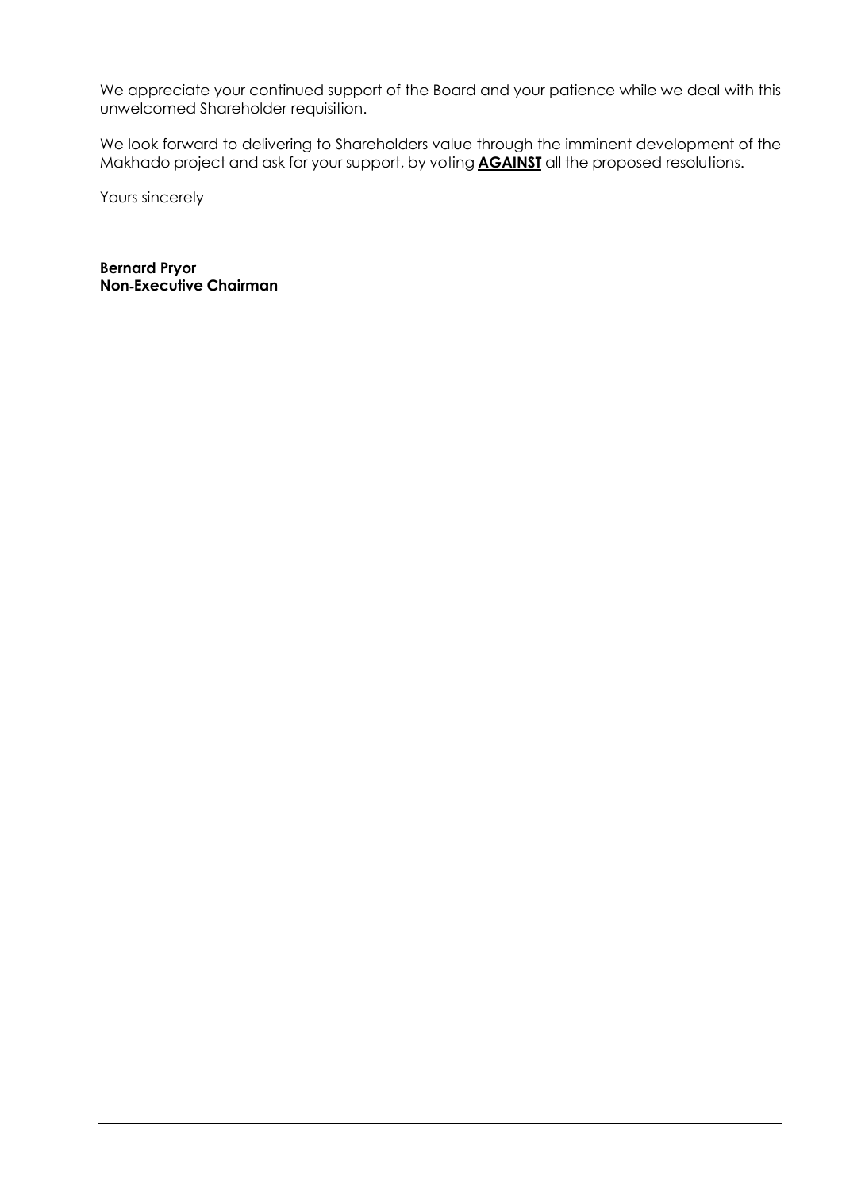We appreciate your continued support of the Board and your patience while we deal with this unwelcomed Shareholder requisition.

We look forward to delivering to Shareholders value through the imminent development of the Makhado project and ask for your support, by voting **AGAINST** all the proposed resolutions.

Yours sincerely

**Bernard Pryor**
**Non-Executive Chairman**